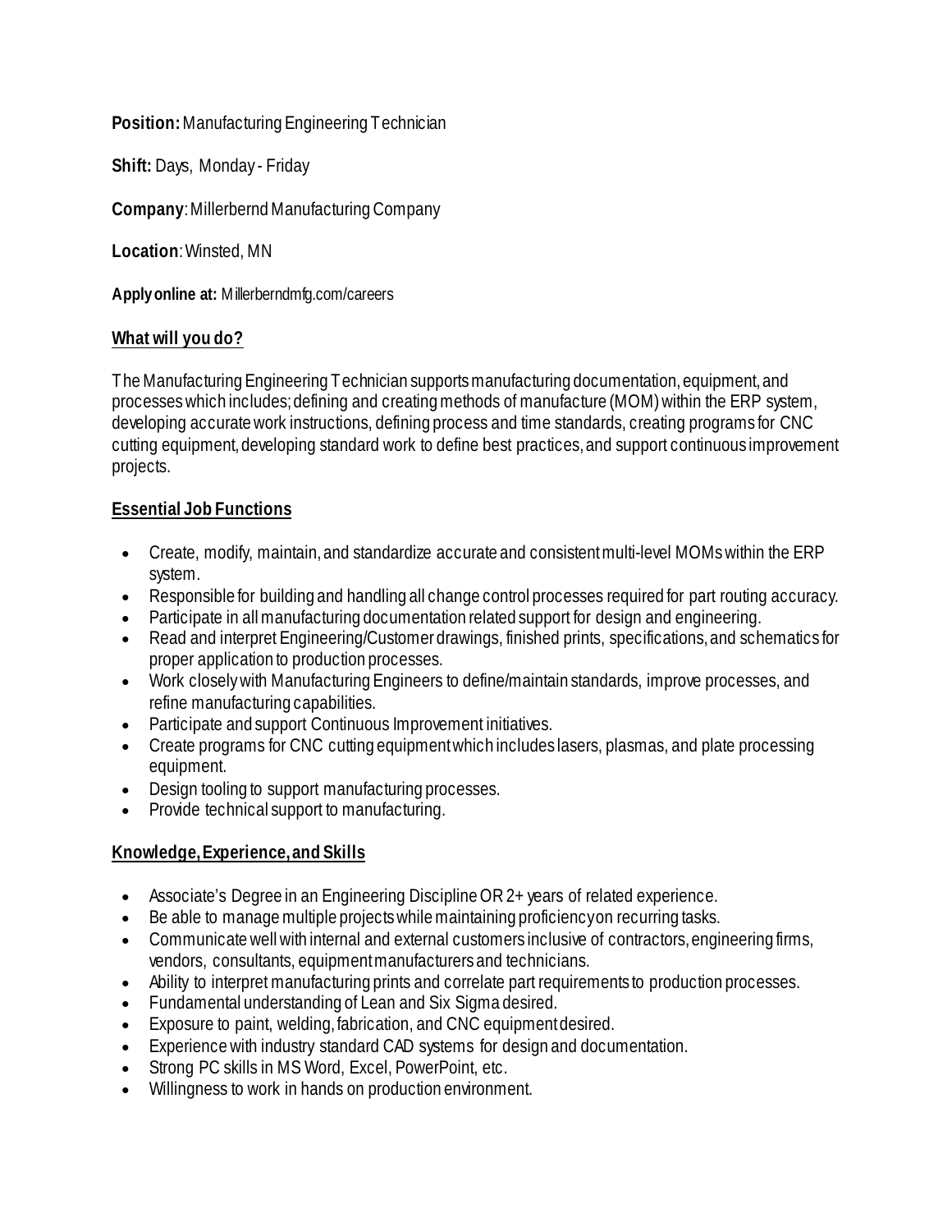**Position:** Manufacturing Engineering Technician

**Shift:** Days, Monday - Friday

**Company**: Millerbernd Manufacturing Company

**Location**: Winsted, MN

**Apply online at:** Millerberndmfg.com/careers

## What will you do?

The Manufacturing Engineering Technician supports manufacturing documentation, equipment, and processes which includes; defining and creating methods of manufacture (MOM) within the ERP system, developing accurate work instructions, defining process and time standards, creating programs for CNC cutting equipment, developing standard work to define best practices, and support continuous improvement projects.

## Essential Job Functions

- Create, modify, maintain, and standardize accurate and consistent multi-level MOMs within the ERP system.
- Responsible for building and handling all change control processes required for part routing accuracy.
- Participate in all manufacturing documentation related support for design and engineering.
- Read and interpret Engineering/Customer drawings, finished prints, specifications, and schematics for proper application to production processes.
- Work closely with Manufacturing Engineers to define/maintain standards, improve processes, and refine manufacturing capabilities.
- Participate and support Continuous Improvement initiatives.
- Create programs for CNC cutting equipment which includes lasers, plasmas, and plate processing equipment.
- Design tooling to support manufacturing processes.
- Provide technical support to manufacturing.

## Knowledge, Experience, and Skills

- Associate's Degree in an Engineering Discipline OR 2+ years of related experience.
- Be able to manage multiple projects while maintaining proficiency on recurring tasks.
- Communicate well with internal and external customers inclusive of contractors, engineering firms, vendors, consultants, equipment manufacturers and technicians.
- Ability to interpret manufacturing prints and correlate part requirements to production processes.
- Fundamental understanding of Lean and Six Sigma desired.
- Exposure to paint, welding, fabrication, and CNC equipment desired.
- Experience with industry standard CAD systems for design and documentation.
- Strong PC skills in MS Word, Excel, PowerPoint, etc.
- Willingness to work in hands on production environment.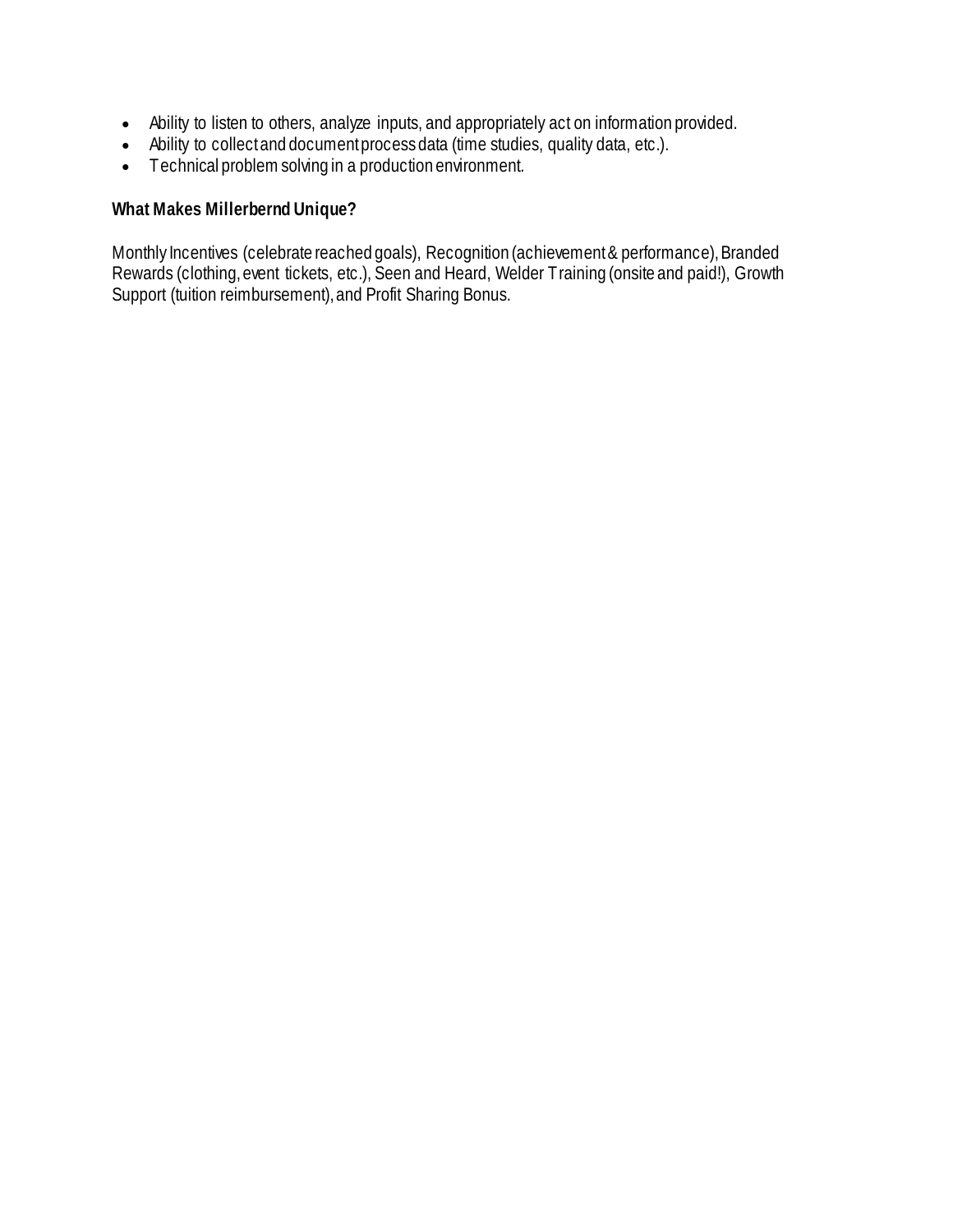- Ability to listen to others, analyze inputs, and appropriately act on information provided.
- Ability to collect and document process data (time studies, quality data, etc.).
- Technical problem solving in a production environment.

**What Makes Millerbernd Unique?**

Monthly Incentives (celebrate reached goals), Recognition (achievement & performance), Branded Rewards (clothing, event tickets, etc.), Seen and Heard, Welder Training (onsite and paid!), Growth Support (tuition reimbursement), and Profit Sharing Bonus.